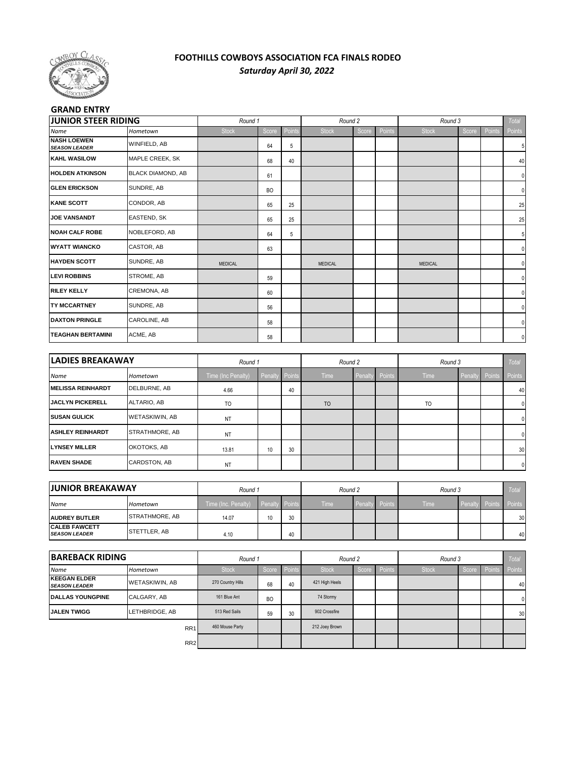# FOOTHILLS COWBOYS ASSOCIATION FCA FINALS RODEO

***Saturday April 30, 2022***

**GRAND ENTRY**

| JUNIOR STEER RIDING | | Round 1 | | | Round 2 | | | Round 3 | | | Total |
|---|---|---|---|---|---|---|---|---|---|---|---|
| Name | Hometown | Stock | Score | Points | Stock | Score | Points | Stock | Score | Points | Points |
| **NASH LOEWEN** ***SEASON LEADER*** | WINFIELD, AB | | 64 | 5 | | | | | | | 5 |
| **KAHL WASILOW** | MAPLE CREEK, SK | | 68 | 40 | | | | | | | 40 |
| **HOLDEN ATKINSON** | BLACK DIAMOND, AB | | 61 | | | | | | | | 0 |
| **GLEN ERICKSON** | SUNDRE, AB | | BO | | | | | | | | 0 |
| **KANE SCOTT** | CONDOR, AB | | 65 | 25 | | | | | | | 25 |
| **JOE VANSANDT** | EASTEND, SK | | 65 | 25 | | | | | | | 25 |
| **NOAH CALF ROBE** | NOBLEFORD, AB | | 64 | 5 | | | | | | | 5 |
| **WYATT WIANCKO** | CASTOR, AB | | 63 | | | | | | | | 0 |
| **HAYDEN SCOTT** | SUNDRE, AB | MEDICAL | | | MEDICAL | | | MEDICAL | | | 0 |
| **LEVI ROBBINS** | STROME, AB | | 59 | | | | | | | | 0 |
| **RILEY KELLY** | CREMONA, AB | | 60 | | | | | | | | 0 |
| **TY MCCARTNEY** | SUNDRE, AB | | 56 | | | | | | | | 0 |
| **DAXTON PRINGLE** | CAROLINE, AB | | 58 | | | | | | | | 0 |
| **TEAGHAN BERTAMINI** | ACME, AB | | 58 | | | | | | | | 0 |

| LADIES BREAKAWAY | | Round 1 | | | Round 2 | | | Round 3 | | | Total |
|---|---|---|---|---|---|---|---|---|---|---|---|
| Name | Hometown | Time (Inc Penalty) | Penalty | Points | Time | Penalty | Points | Time | Penalty | Points | Points |
| **MELISSA REINHARDT** | DELBURNE, AB | 4.66 | | 40 | | | | | | | 40 |
| **JACLYN PICKERELL** | ALTARIO, AB | TO | | | TO | | | TO | | | 0 |
| **SUSAN GULICK** | WETASKIWIN, AB | NT | | | | | | | | | 0 |
| **ASHLEY REINHARDT** | STRATHMORE, AB | NT | | | | | | | | | 0 |
| **LYNSEY MILLER** | OKOTOKS, AB | 13.81 | 10 | 30 | | | | | | | 30 |
| **RAVEN SHADE** | CARDSTON, AB | NT | | | | | | | | | 0 |

| JUNIOR BREAKAWAY | | Round 1 | | | Round 2 | | | Round 3 | | | Total |
|---|---|---|---|---|---|---|---|---|---|---|---|
| Name | Hometown | Time (Inc. Penalty) | Penalty | Points | Time | Penalty | Points | Time | Penalty | Points | Points |
| **AUDREY BUTLER** | STRATHMORE, AB | 14.07 | 10 | 30 | | | | | | | 30 |
| **CALEB FAWCETT** ***SEASON LEADER*** | STETTLER, AB | 4.10 | | 40 | | | | | | | 40 |

| BAREBACK RIDING | | Round 1 | | | Round 2 | | | Round 3 | | | Total |
|---|---|---|---|---|---|---|---|---|---|---|---|
| Name | Hometown | Stock | Score | Points | Stock | Score | Points | Stock | Score | Points | Points |
| **KEEGAN ELDER** ***SEASON LEADER*** | WETASKIWIN, AB | 270 Country Hills | 68 | 40 | 421 High Heels | | | | | | 40 |
| **DALLAS YOUNGPINE** | CALGARY, AB | 161 Blue Ant | BO | | 74 Stormy | | | | | | 0 |
| **JALEN TWIGG** | LETHBRIDGE, AB | 513 Red Sails | 59 | 30 | 902 Crossfire | | | | | | 30 |
| | RR1 | 460 Mouse Party | | | 212 Joey Brown | | | | | | |
| | RR2 | | | | | | | | | | |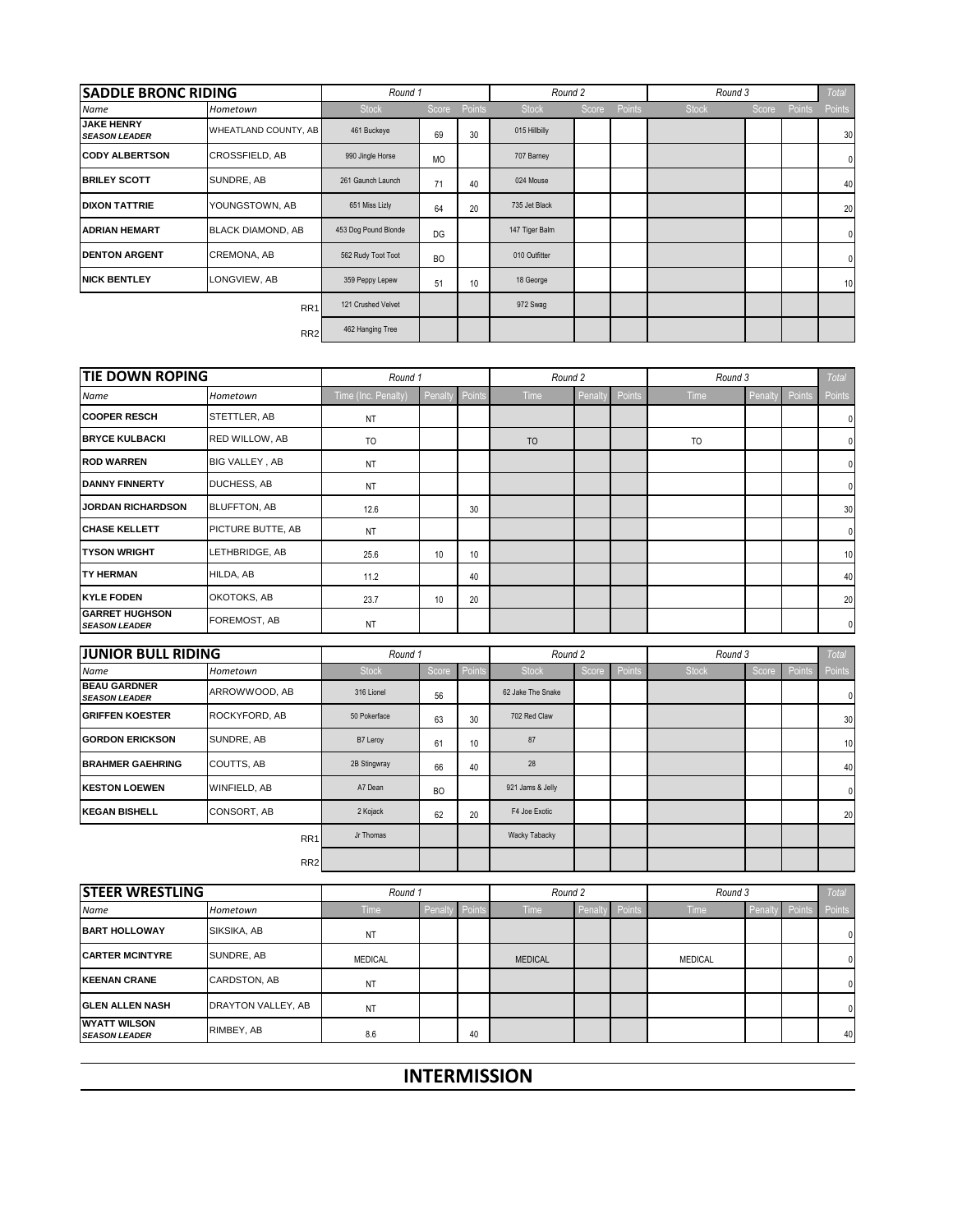## SADDLE BRONC RIDING

| Name | Hometown | Round 1 Stock | Round 1 Score | Round 1 Points | Round 2 Stock | Round 2 Score | Round 2 Points | Round 3 Stock | Round 3 Score | Round 3 Points | Total Points |
|---|---|---|---|---|---|---|---|---|---|---|---|
| **JAKE HENRY** *SEASON LEADER* | WHEATLAND COUNTY, AB | 461 Buckeye | 69 | 30 | 015 Hillbilly | | | | | | 30 |
| **CODY ALBERTSON** | CROSSFIELD, AB | 990 Jingle Horse | MO | | 707 Barney | | | | | | 0 |
| **BRILEY SCOTT** | SUNDRE, AB | 261 Gaunch Launch | 71 | 40 | 024 Mouse | | | | | | 40 |
| **DIXON TATTRIE** | YOUNGSTOWN, AB | 651 Miss Lizly | 64 | 20 | 735 Jet Black | | | | | | 20 |
| **ADRIAN HEMART** | BLACK DIAMOND, AB | 453 Dog Pound Blonde | DG | | 147 Tiger Balm | | | | | | 0 |
| **DENTON ARGENT** | CREMONA, AB | 562 Rudy Toot Toot | BO | | 010 Outfitter | | | | | | 0 |
| **NICK BENTLEY** | LONGVIEW, AB | 359 Peppy Lepew | 51 | 10 | 18 George | | | | | | 10 |
| | RR1 | 121 Crushed Velvet | | | 972 Swag | | | | | | |
| | RR2 | 462 Hanging Tree | | | | | | | | | |

## TIE DOWN ROPING

| Name | Hometown | Round 1 Time (Inc. Penalty) | Round 1 Penalty | Round 1 Points | Round 2 Time | Round 2 Penalty | Round 2 Points | Round 3 Time | Round 3 Penalty | Round 3 Points | Total Points |
|---|---|---|---|---|---|---|---|---|---|---|---|
| **COOPER RESCH** | STETTLER, AB | NT | | | | | | | | | 0 |
| **BRYCE KULBACKI** | RED WILLOW, AB | TO | | | TO | | | TO | | | 0 |
| **ROD WARREN** | BIG VALLEY , AB | NT | | | | | | | | | 0 |
| **DANNY FINNERTY** | DUCHESS, AB | NT | | | | | | | | | 0 |
| **JORDAN RICHARDSON** | BLUFFTON, AB | 12.6 | | 30 | | | | | | | 30 |
| **CHASE KELLETT** | PICTURE BUTTE, AB | NT | | | | | | | | | 0 |
| **TYSON WRIGHT** | LETHBRIDGE, AB | 25.6 | 10 | 10 | | | | | | | 10 |
| **TY HERMAN** | HILDA, AB | 11.2 | | 40 | | | | | | | 40 |
| **KYLE FODEN** | OKOTOKS, AB | 23.7 | 10 | 20 | | | | | | | 20 |
| **GARRET HUGHSON** *SEASON LEADER* | FOREMOST, AB | NT | | | | | | | | | 0 |

## JUNIOR BULL RIDING

| Name | Hometown | Round 1 Stock | Round 1 Score | Round 1 Points | Round 2 Stock | Round 2 Score | Round 2 Points | Round 3 Stock | Round 3 Score | Round 3 Points | Total Points |
|---|---|---|---|---|---|---|---|---|---|---|---|
| **BEAU GARDNER** *SEASON LEADER* | ARROWWOOD, AB | 316 Lionel | 56 | | 62 Jake The Snake | | | | | | 0 |
| **GRIFFEN KOESTER** | ROCKYFORD, AB | 50 Pokerface | 63 | 30 | 702 Red Claw | | | | | | 30 |
| **GORDON ERICKSON** | SUNDRE, AB | B7 Leroy | 61 | 10 | 87 | | | | | | 10 |
| **BRAHMER GAEHRING** | COUTTS, AB | 2B Stingwray | 66 | 40 | 28 | | | | | | 40 |
| **KESTON LOEWEN** | WINFIELD, AB | A7 Dean | BO | | 921 Jams & Jelly | | | | | | 0 |
| **KEGAN BISHELL** | CONSORT, AB | 2 Kojack | 62 | 20 | F4 Joe Exotic | | | | | | 20 |
| | RR1 | Jr Thomas | | | Wacky Tabacky | | | | | | |
| | RR2 | | | | | | | | | | |

## STEER WRESTLING

| Name | Hometown | Round 1 Time | Round 1 Penalty | Round 1 Points | Round 2 Time | Round 2 Penalty | Round 2 Points | Round 3 Time | Round 3 Penalty | Round 3 Points | Total Points |
|---|---|---|---|---|---|---|---|---|---|---|---|
| **BART HOLLOWAY** | SIKSIKA, AB | NT | | | | | | | | | 0 |
| **CARTER MCINTYRE** | SUNDRE, AB | MEDICAL | | | MEDICAL | | | MEDICAL | | | 0 |
| **KEENAN CRANE** | CARDSTON, AB | NT | | | | | | | | | 0 |
| **GLEN ALLEN NASH** | DRAYTON VALLEY, AB | NT | | | | | | | | | 0 |
| **WYATT WILSON** *SEASON LEADER* | RIMBEY, AB | 8.6 | | 40 | | | | | | | 40 |

## INTERMISSION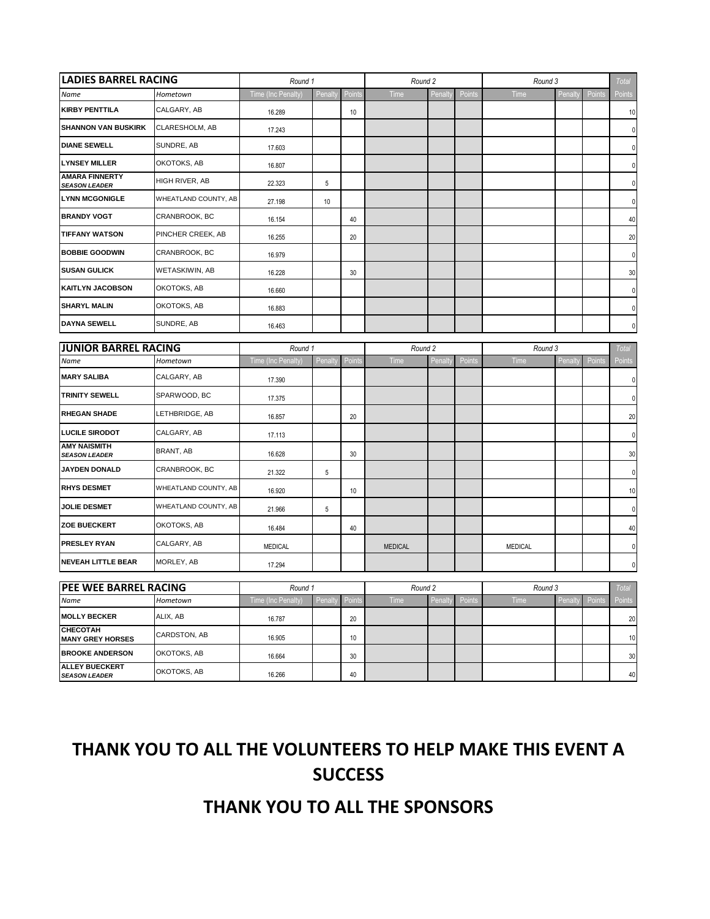| LADIES BARREL RACING | | Round 1 | | | Round 2 | | | Round 3 | | | Total |
|---|---|---|---|---|---|---|---|---|---|---|---|
| *Name* | *Hometown* | Time (Inc Penalty) | Penalty | Points | Time | Penalty | Points | Time | Penalty | Points | Points |
| **KIRBY PENTTILA** | CALGARY, AB | 16.289 | | 10 | | | | | | | 10 |
| **SHANNON VAN BUSKIRK** | CLARESHOLM, AB | 17.243 | | | | | | | | | 0 |
| **DIANE SEWELL** | SUNDRE, AB | 17.603 | | | | | | | | | 0 |
| **LYNSEY MILLER** | OKOTOKS, AB | 16.807 | | | | | | | | | 0 |
| **AMARA FINNERTY** ***SEASON LEADER*** | HIGH RIVER, AB | 22.323 | 5 | | | | | | | | 0 |
| **LYNN MCGONIGLE** | WHEATLAND COUNTY, AB | 27.198 | 10 | | | | | | | | 0 |
| **BRANDY VOGT** | CRANBROOK, BC | 16.154 | | 40 | | | | | | | 40 |
| **TIFFANY WATSON** | PINCHER CREEK, AB | 16.255 | | 20 | | | | | | | 20 |
| **BOBBIE GOODWIN** | CRANBROOK, BC | 16.979 | | | | | | | | | 0 |
| **SUSAN GULICK** | WETASKIWIN, AB | 16.228 | | 30 | | | | | | | 30 |
| **KAITLYN JACOBSON** | OKOTOKS, AB | 16.660 | | | | | | | | | 0 |
| **SHARYL MALIN** | OKOTOKS, AB | 16.883 | | | | | | | | | 0 |
| **DAYNA SEWELL** | SUNDRE, AB | 16.463 | | | | | | | | | 0 |

| JUNIOR BARREL RACING | | Round 1 | | | Round 2 | | | Round 3 | | | Total |
|---|---|---|---|---|---|---|---|---|---|---|---|
| *Name* | *Hometown* | Time (Inc Penalty) | Penalty | Points | Time | Penalty | Points | Time | Penalty | Points | Points |
| **MARY SALIBA** | CALGARY, AB | 17.390 | | | | | | | | | 0 |
| **TRINITY SEWELL** | SPARWOOD, BC | 17.375 | | | | | | | | | 0 |
| **RHEGAN SHADE** | LETHBRIDGE, AB | 16.857 | | 20 | | | | | | | 20 |
| **LUCILE SIRODOT** | CALGARY, AB | 17.113 | | | | | | | | | 0 |
| **AMY NAISMITH** ***SEASON LEADER*** | BRANT, AB | 16.628 | | 30 | | | | | | | 30 |
| **JAYDEN DONALD** | CRANBROOK, BC | 21.322 | 5 | | | | | | | | 0 |
| **RHYS DESMET** | WHEATLAND COUNTY, AB | 16.920 | | 10 | | | | | | | 10 |
| **JOLIE DESMET** | WHEATLAND COUNTY, AB | 21.966 | 5 | | | | | | | | 0 |
| **ZOE BUECKERT** | OKOTOKS, AB | 16.484 | | 40 | | | | | | | 40 |
| **PRESLEY RYAN** | CALGARY, AB | MEDICAL | | | MEDICAL | | | MEDICAL | | | 0 |
| **NEVEAH LITTLE BEAR** | MORLEY, AB | 17.294 | | | | | | | | | 0 |

| PEE WEE BARREL RACING | | Round 1 | | | Round 2 | | | Round 3 | | | Total |
|---|---|---|---|---|---|---|---|---|---|---|---|
| *Name* | *Hometown* | Time (Inc Penalty) | Penalty | Points | Time | Penalty | Points | Time | Penalty | Points | Points |
| **MOLLY BECKER** | ALIX, AB | 16.787 | | 20 | | | | | | | 20 |
| **CHECOTAH MANY GREY HORSES** | CARDSTON, AB | 16.905 | | 10 | | | | | | | 10 |
| **BROOKE ANDERSON** | OKOTOKS, AB | 16.664 | | 30 | | | | | | | 30 |
| **ALLEY BUECKERT** ***SEASON LEADER*** | OKOTOKS, AB | 16.266 | | 40 | | | | | | | 40 |

## THANK YOU TO ALL THE VOLUNTEERS TO HELP MAKE THIS EVENT A SUCCESS

## THANK YOU TO ALL THE SPONSORS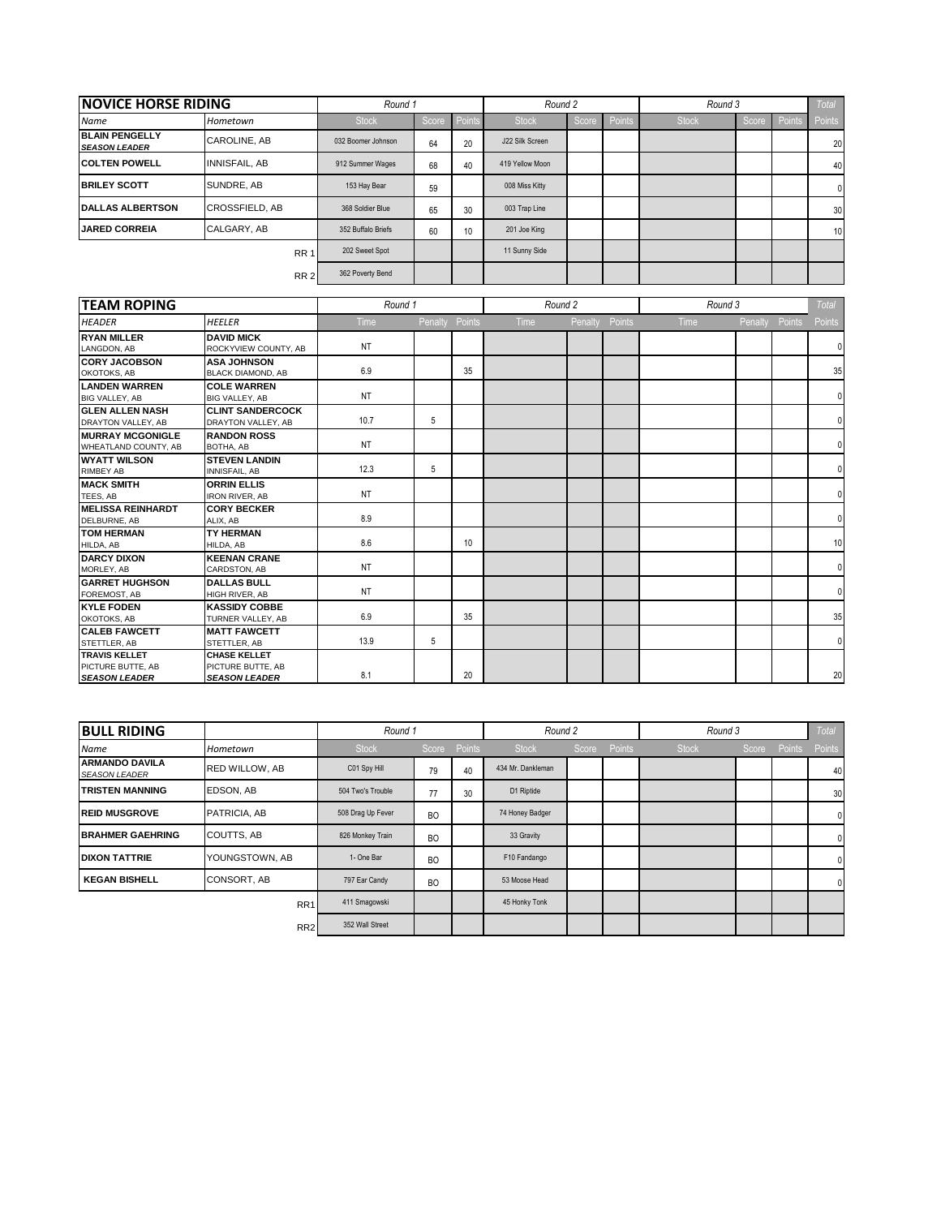| NOVICE HORSE RIDING | | Round 1 | | | Round 2 | | | Round 3 | | | Total |
|---|---|---|---|---|---|---|---|---|---|---|---|
| Name | Hometown | Stock | Score | Points | Stock | Score | Points | Stock | Score | Points | Points |
| **BLAIN PENGELLY** ***SEASON LEADER*** | CAROLINE, AB | 032 Boomer Johnson | 64 | 20 | J22 Silk Screen | | | | | | 20 |
| **COLTEN POWELL** | INNISFAIL, AB | 912 Summer Wages | 68 | 40 | 419 Yellow Moon | | | | | | 40 |
| **BRILEY SCOTT** | SUNDRE, AB | 153 Hay Bear | 59 | | 008 Miss Kitty | | | | | | 0 |
| **DALLAS ALBERTSON** | CROSSFIELD, AB | 368 Soldier Blue | 65 | 30 | 003 Trap Line | | | | | | 30 |
| **JARED CORREIA** | CALGARY, AB | 352 Buffalo Briefs | 60 | 10 | 201 Joe King | | | | | | 10 |
| | RR 1 | 202 Sweet Spot | | | 11 Sunny Side | | | | | | |
| | RR 2 | 362 Poverty Bend | | | | | | | | | |

| TEAM ROPING | | Round 1 | | | Round 2 | | | Round 3 | | | Total |
|---|---|---|---|---|---|---|---|---|---|---|---|
| HEADER | HEELER | Time | Penalty | Points | Time | Penalty | Points | Time | Penalty | Points | Points |
| **RYAN MILLER** LANGDON, AB | **DAVID MICK** ROCKYVIEW COUNTY, AB | NT | | | | | | | | | 0 |
| **CORY JACOBSON** OKOTOKS, AB | **ASA JOHNSON** BLACK DIAMOND, AB | 6.9 | | 35 | | | | | | | 35 |
| **LANDEN WARREN** BIG VALLEY, AB | **COLE WARREN** BIG VALLEY, AB | NT | | | | | | | | | 0 |
| **GLEN ALLEN NASH** DRAYTON VALLEY, AB | **CLINT SANDERCOCK** DRAYTON VALLEY, AB | 10.7 | 5 | | | | | | | | 0 |
| **MURRAY MCGONIGLE** WHEATLAND COUNTY, AB | **RANDON ROSS** BOTHA, AB | NT | | | | | | | | | 0 |
| **WYATT WILSON** RIMBEY AB | **STEVEN LANDIN** INNISFAIL, AB | 12.3 | 5 | | | | | | | | 0 |
| **MACK SMITH** TEES, AB | **ORRIN ELLIS** IRON RIVER, AB | NT | | | | | | | | | 0 |
| **MELISSA REINHARDT** DELBURNE, AB | **CORY BECKER** ALIX, AB | 8.9 | | | | | | | | | 0 |
| **TOM HERMAN** HILDA, AB | **TY HERMAN** HILDA, AB | 8.6 | | 10 | | | | | | | 10 |
| **DARCY DIXON** MORLEY, AB | **KEENAN CRANE** CARDSTON, AB | NT | | | | | | | | | 0 |
| **GARRET HUGHSON** FOREMOST, AB | **DALLAS BULL** HIGH RIVER, AB | NT | | | | | | | | | 0 |
| **KYLE FODEN** OKOTOKS, AB | **KASSIDY COBBE** TURNER VALLEY, AB | 6.9 | | 35 | | | | | | | 35 |
| **CALEB FAWCETT** STETTLER, AB | **MATT FAWCETT** STETTLER, AB | 13.9 | 5 | | | | | | | | 0 |
| **TRAVIS KELLET** PICTURE BUTTE, AB ***SEASON LEADER*** | **CHASE KELLET** PICTURE BUTTE, AB ***SEASON LEADER*** | 8.1 | | 20 | | | | | | | 20 |

| BULL RIDING | | Round 1 | | | Round 2 | | | Round 3 | | | Total |
|---|---|---|---|---|---|---|---|---|---|---|---|
| Name | Hometown | Stock | Score | Points | Stock | Score | Points | Stock | Score | Points | Points |
| **ARMANDO DAVILA** *SEASON LEADER* | RED WILLOW, AB | C01 Spy Hill | 79 | 40 | 434 Mr. Dankleman | | | | | | 40 |
| **TRISTEN MANNING** | EDSON, AB | 504 Two's Trouble | 77 | 30 | D1 Riptide | | | | | | 30 |
| **REID MUSGROVE** | PATRICIA, AB | 508 Drag Up Fever | BO | | 74 Honey Badger | | | | | | 0 |
| **BRAHMER GAEHRING** | COUTTS, AB | 826 Monkey Train | BO | | 33 Gravity | | | | | | 0 |
| **DIXON TATTRIE** | YOUNGSTOWN, AB | 1- One Bar | BO | | F10 Fandango | | | | | | 0 |
| **KEGAN BISHELL** | CONSORT, AB | 797 Ear Candy | BO | | 53 Moose Head | | | | | | 0 |
| | RR1 | 411 Smagowski | | | 45 Honky Tonk | | | | | | |
| | RR2 | 352 Wall Street | | | | | | | | | |